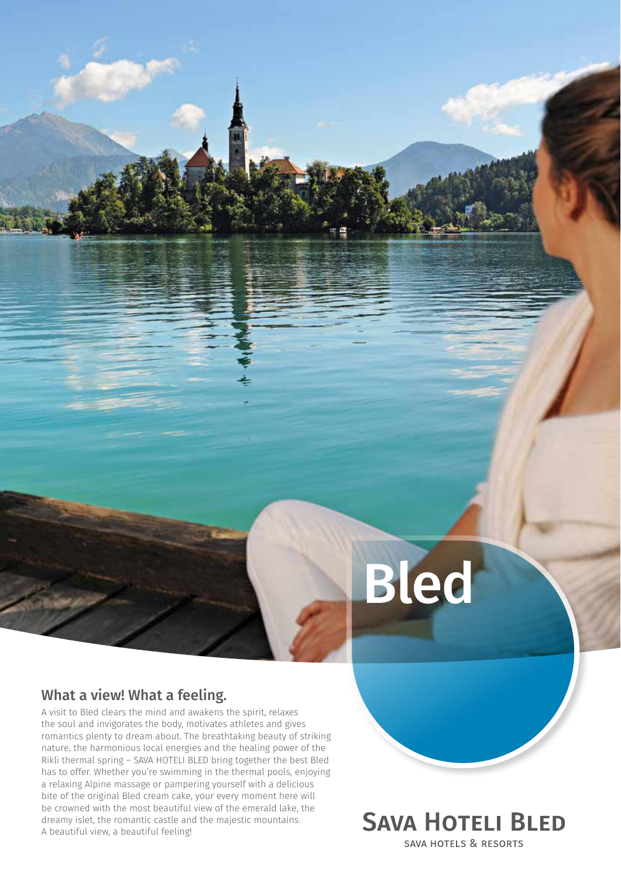# Bled

## What a view! What a feeling.

A visit to Bled clears the mind and awakens the spirit, relaxes the soul and invigorates the body, motivates athletes and gives romantics plenty to dream about. The breathtaking beauty of striking nature, the harmonious local energies and the healing power of the Rikli thermal spring – SAVA HOTELI BLED bring together the best Bled has to offer. Whether you're swimming in the thermal pools, enjoying a relaxing Alpine massage or pampering yourself with a delicious bite of the original Bled cream cake, your every moment here will be crowned with the most beautiful view of the emerald lake, the dreamy islet, the romantic castle and the majestic mountains. A beautiful view, a beautiful feeling!

**SAVA HOTELI BLED**

SAVA HOTELS & RESORTS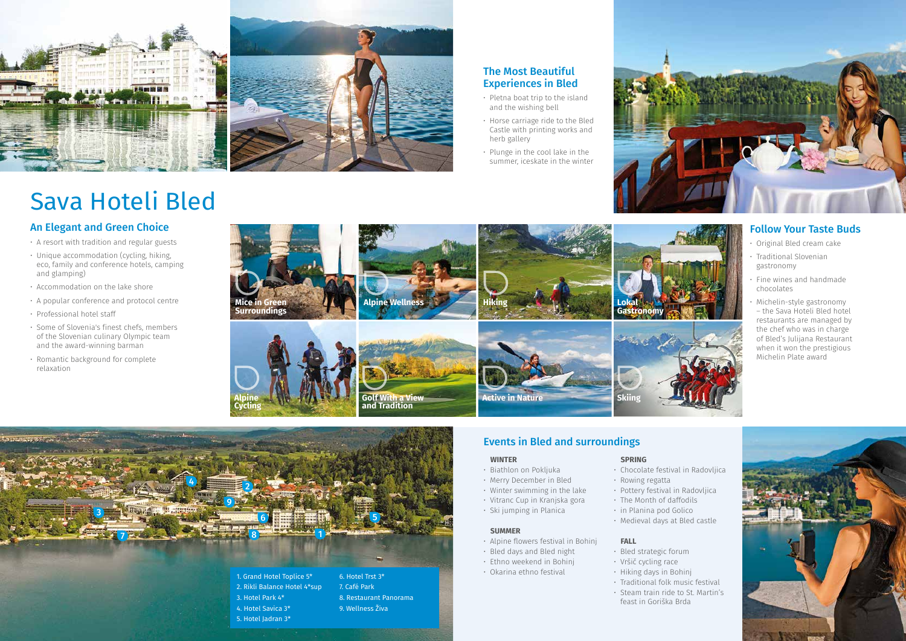# Sava Hoteli Bled

## An Elegant and Green Choice

- A resort with tradition and regular guests
- Unique accommodation (cycling, hiking, eco, family and conference hotels, camping and glamping)
- Accommodation on the lake shore
- A popular conference and protocol centre
- Professional hotel staff
- Some of Slovenia's finest chefs, members of the Slovenian culinary Olympic team and the award-winning barman
- Romantic background for complete relaxation

## The Most Beautiful Experiences in Bled

- Pletna boat trip to the island and the wishing bell
- Horse carriage ride to the Bled Castle with printing works and herb gallery
- Plunge in the cool lake in the summer, iceskate in the winter

Mice in Green Surroundings

Alpine Wellness

Hiking

Lokal Gastronomy

Alpine Cycling

Golf With a View and Tradition

Active in Nature

Skiing

## Follow Your Taste Buds

- Original Bled cream cake
- Traditional Slovenian gastronomy
- Fine wines and handmade chocolates
- Michelin-style gastronomy – the Sava Hoteli Bled hotel restaurants are managed by the chef who was in charge of Bled's Julijana Restaurant when it won the prestigious Michelin Plate award

1. Grand Hotel Toplice 5*
2. Rikli Balance Hotel 4*sup
3. Hotel Park 4*
4. Hotel Savica 3*
5. Hotel Jadran 3*
6. Hotel Trst 3*
7. Café Park
8. Restaurant Panorama
9. Wellness Živa

## Events in Bled and surroundings

**WINTER**

- Biathlon on Pokljuka
- Merry December in Bled
- Winter swimming in the lake
- Vitranc Cup in Kranjska gora
- Ski jumping in Planica

**SUMMER**

- Alpine flowers festival in Bohinj
- Bled days and Bled night
- Ethno weekend in Bohinj
- Okarina ethno festival

**SPRING**

- Chocolate festival in Radovljica
- Rowing regatta
- Pottery festival in Radovljica
- The Month of daffodils
- in Planina pod Golico
- Medieval days at Bled castle

**FALL**

- Bled strategic forum
- Vršič cycling race
- Hiking days in Bohinj
- Traditional folk music festival
- Steam train ride to St. Martin's feast in Goriška Brda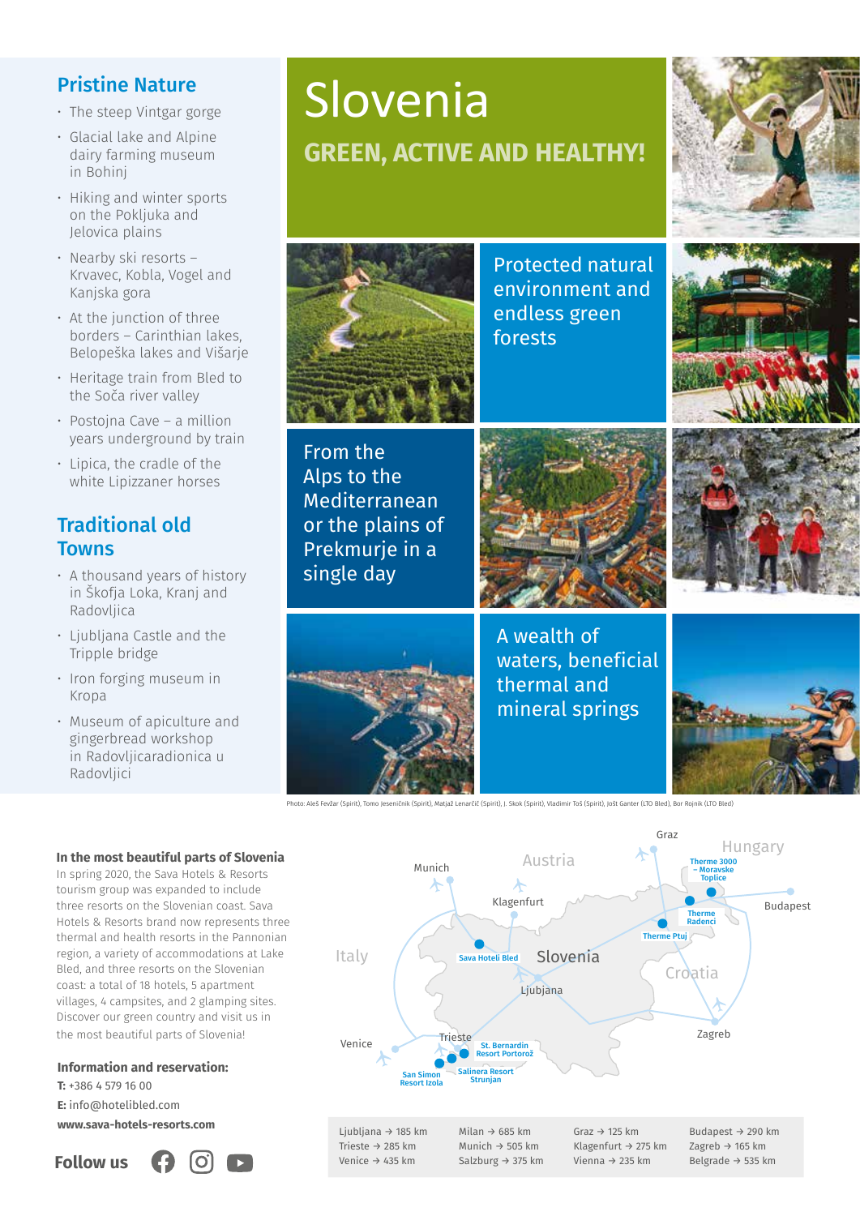## Pristine Nature

- The steep Vintgar gorge
- Glacial lake and Alpine dairy farming museum in Bohinj
- Hiking and winter sports on the Pokljuka and Jelovica plains
- Nearby ski resorts – Krvavec, Kobla, Vogel and Kanjska gora
- At the junction of three borders – Carinthian lakes, Belopeška lakes and Višarje
- Heritage train from Bled to the Soča river valley
- Postojna Cave – a million years underground by train
- Lipica, the cradle of the white Lipizzaner horses

## Traditional old Towns

- A thousand years of history in Škofja Loka, Kranj and Radovljica
- Ljubljana Castle and the Tripple bridge
- Iron forging museum in Kropa
- Museum of apiculture and gingerbread workshop in Radovljicaradionica u Radovljici

# Slovenia

## GREEN, ACTIVE AND HEALTHY!

Protected natural environment and endless green forests

From the Alps to the Mediterranean or the plains of Prekmurje in a single day

A wealth of waters, beneficial thermal and mineral springs

Photo: Aleš Fevžar (Spirit), Tomo Jeseničnik (Spirit), Matjaž Lenarčič (Spirit), J. Skok (Spirit), Vladimir Toš (Spirit), Jošt Ganter (LTO Bled), Bor Rojnik (LTO Bled)

**In the most beautiful parts of Slovenia**

In spring 2020, the Sava Hotels & Resorts tourism group was expanded to include three resorts on the Slovenian coast. Sava Hotels & Resorts brand now represents three thermal and health resorts in the Pannonian region, a variety of accommodations at Lake Bled, and three resorts on the Slovenian coast: a total of 18 hotels, 5 apartment villages, 4 campsites, and 2 glamping sites. Discover our green country and visit us in the most beautiful parts of Slovenia!

**Information and reservation:**

**T:** +386 4 579 16 00

**E:** info@hotelibled.com

**www.sava-hotels-resorts.com**

**Follow us**

Graz
Hungary
Munich
Austria
Therme 3000 – Moravske Toplice
Klagenfurt
Budapest
Therme Radenci
Therme Ptuj
Italy
Sava Hoteli Bled
Slovenia
Croatia
Ljubjana
Venice
Trieste
Zagreb
St. Bernardin Resort Portorož
San Simon Resort Izola
Salinera Resort Strunjan

Ljubljana → 185 km
Trieste → 285 km
Venice → 435 km
Milan → 685 km
Munich → 505 km
Salzburg → 375 km
Graz → 125 km
Klagenfurt → 275 km
Vienna → 235 km
Budapest → 290 km
Zagreb → 165 km
Belgrade → 535 km